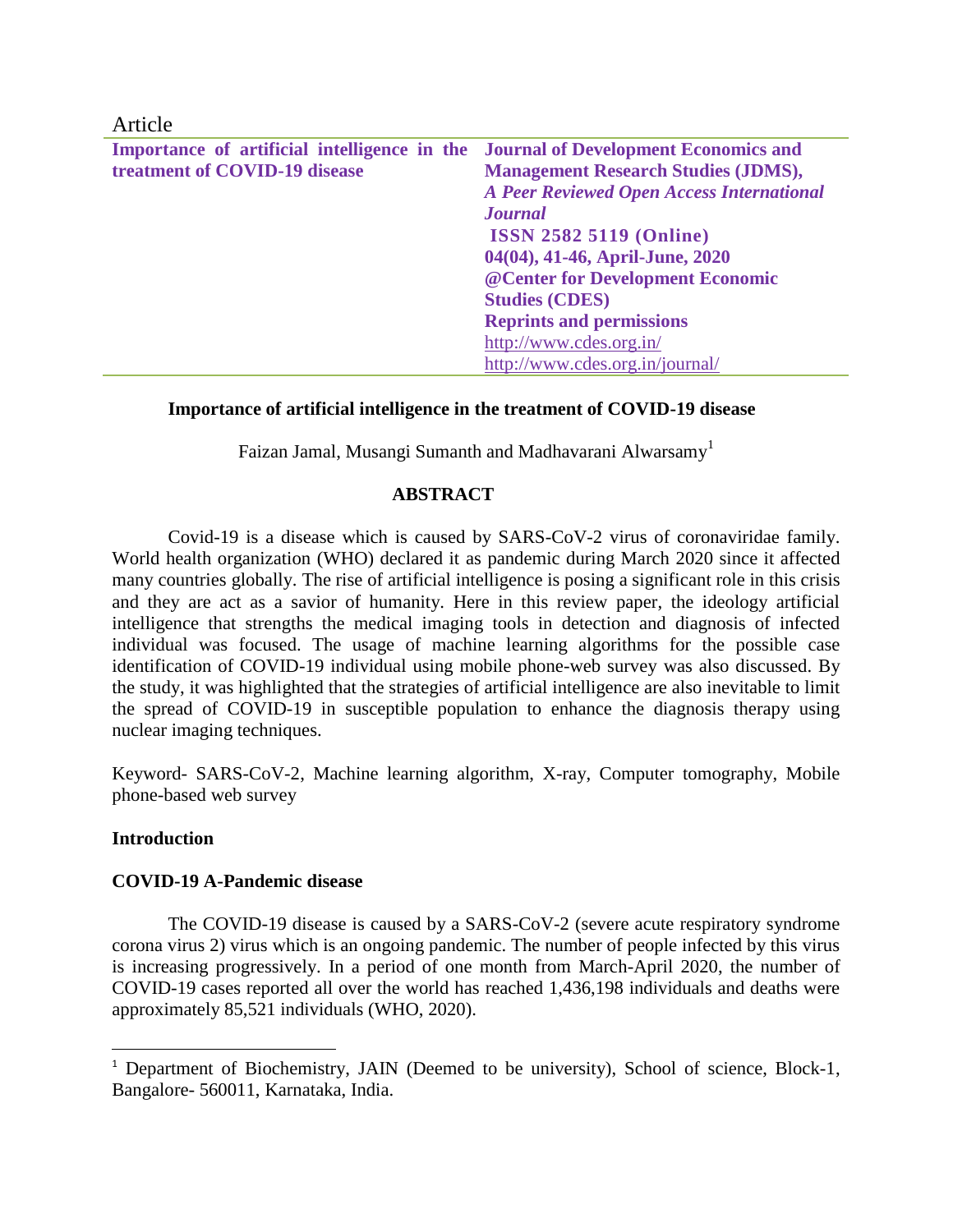Article

| Importance of artificial intelligence in the treatment of COVID-19 disease | **Journal of Development Economics and Management Research Studies (JDMS),** *A Peer Reviewed Open Access International Journal* **ISSN 2582 5119 (Online)** **04(04), 41-46, April-June, 2020** **@Center for Development Economic Studies (CDES)** **Reprints and permissions** http://www.cdes.org.in/ http://www.cdes.org.in/journal/ |
| --- | --- |

# Importance of artificial intelligence in the treatment of COVID-19 disease

Faizan Jamal, Musangi Sumanth and Madhavarani Alwarsamy[1]

## ABSTRACT

Covid-19 is a disease which is caused by SARS-CoV-2 virus of coronaviridae family. World health organization (WHO) declared it as pandemic during March 2020 since it affected many countries globally. The rise of artificial intelligence is posing a significant role in this crisis and they are act as a savior of humanity. Here in this review paper, the ideology artificial intelligence that strengths the medical imaging tools in detection and diagnosis of infected individual was focused. The usage of machine learning algorithms for the possible case identification of COVID-19 individual using mobile phone-web survey was also discussed. By the study, it was highlighted that the strategies of artificial intelligence are also inevitable to limit the spread of COVID-19 in susceptible population to enhance the diagnosis therapy using nuclear imaging techniques.

Keyword- SARS-CoV-2, Machine learning algorithm, X-ray, Computer tomography, Mobile phone-based web survey

## Introduction

### COVID-19 A-Pandemic disease

The COVID-19 disease is caused by a SARS-CoV-2 (severe acute respiratory syndrome corona virus 2) virus which is an ongoing pandemic. The number of people infected by this virus is increasing progressively. In a period of one month from March-April 2020, the number of COVID-19 cases reported all over the world has reached 1,436,198 individuals and deaths were approximately 85,521 individuals (WHO, 2020).

---

[1] Department of Biochemistry, JAIN (Deemed to be university), School of science, Block-1, Bangalore- 560011, Karnataka, India.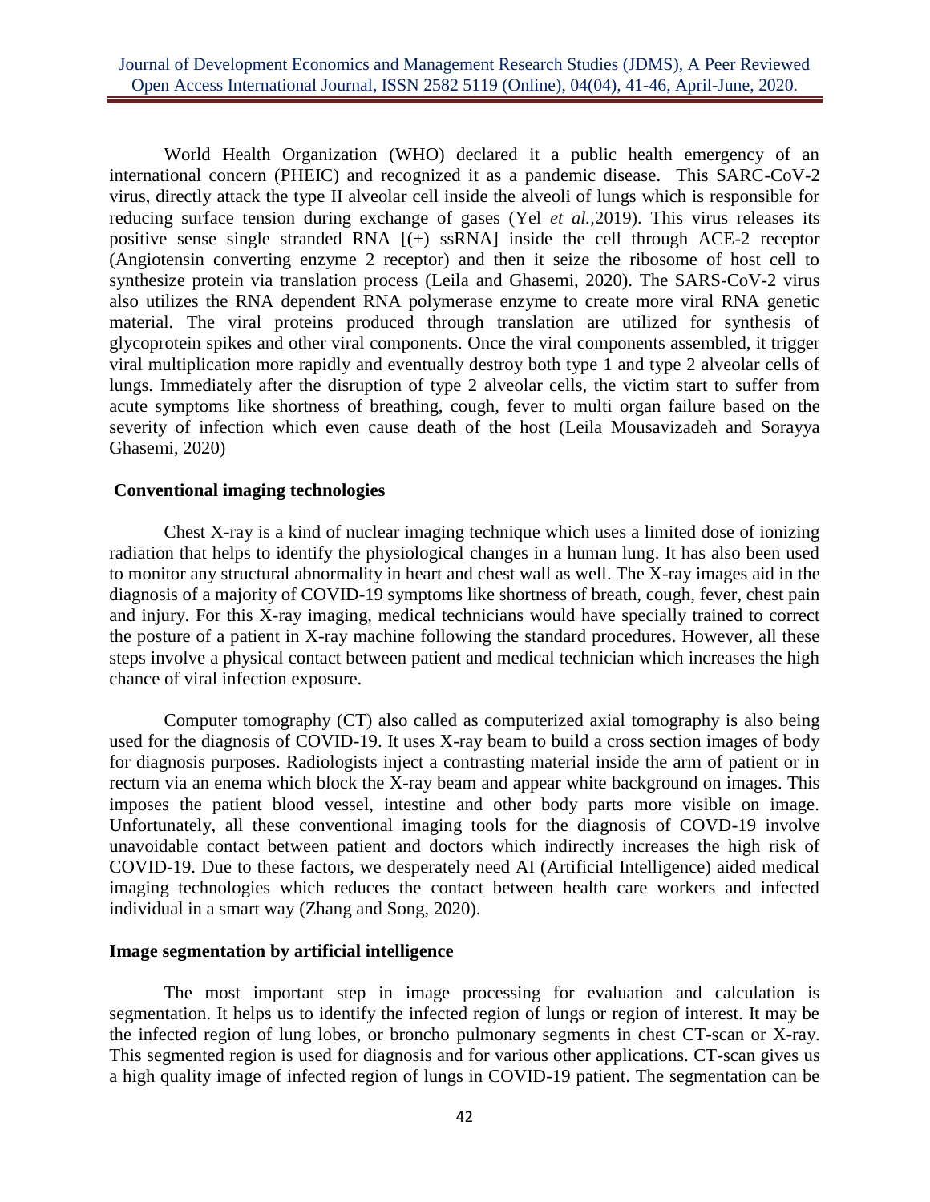World Health Organization (WHO) declared it a public health emergency of an international concern (PHEIC) and recognized it as a pandemic disease. This SARC-CoV-2 virus, directly attack the type II alveolar cell inside the alveoli of lungs which is responsible for reducing surface tension during exchange of gases (Yel *et al.*,2019). This virus releases its positive sense single stranded RNA [(+) ssRNA] inside the cell through ACE-2 receptor (Angiotensin converting enzyme 2 receptor) and then it seize the ribosome of host cell to synthesize protein via translation process (Leila and Ghasemi, 2020). The SARS-CoV-2 virus also utilizes the RNA dependent RNA polymerase enzyme to create more viral RNA genetic material. The viral proteins produced through translation are utilized for synthesis of glycoprotein spikes and other viral components. Once the viral components assembled, it trigger viral multiplication more rapidly and eventually destroy both type 1 and type 2 alveolar cells of lungs. Immediately after the disruption of type 2 alveolar cells, the victim start to suffer from acute symptoms like shortness of breathing, cough, fever to multi organ failure based on the severity of infection which even cause death of the host (Leila Mousavizadeh and Sorayya Ghasemi, 2020)

## Conventional imaging technologies

Chest X-ray is a kind of nuclear imaging technique which uses a limited dose of ionizing radiation that helps to identify the physiological changes in a human lung. It has also been used to monitor any structural abnormality in heart and chest wall as well. The X-ray images aid in the diagnosis of a majority of COVID-19 symptoms like shortness of breath, cough, fever, chest pain and injury. For this X-ray imaging, medical technicians would have specially trained to correct the posture of a patient in X-ray machine following the standard procedures. However, all these steps involve a physical contact between patient and medical technician which increases the high chance of viral infection exposure.

Computer tomography (CT) also called as computerized axial tomography is also being used for the diagnosis of COVID-19. It uses X-ray beam to build a cross section images of body for diagnosis purposes. Radiologists inject a contrasting material inside the arm of patient or in rectum via an enema which block the X-ray beam and appear white background on images. This imposes the patient blood vessel, intestine and other body parts more visible on image. Unfortunately, all these conventional imaging tools for the diagnosis of COVD-19 involve unavoidable contact between patient and doctors which indirectly increases the high risk of COVID-19. Due to these factors, we desperately need AI (Artificial Intelligence) aided medical imaging technologies which reduces the contact between health care workers and infected individual in a smart way (Zhang and Song, 2020).

## Image segmentation by artificial intelligence

The most important step in image processing for evaluation and calculation is segmentation. It helps us to identify the infected region of lungs or region of interest. It may be the infected region of lung lobes, or broncho pulmonary segments in chest CT-scan or X-ray. This segmented region is used for diagnosis and for various other applications. CT-scan gives us a high quality image of infected region of lungs in COVID-19 patient. The segmentation can be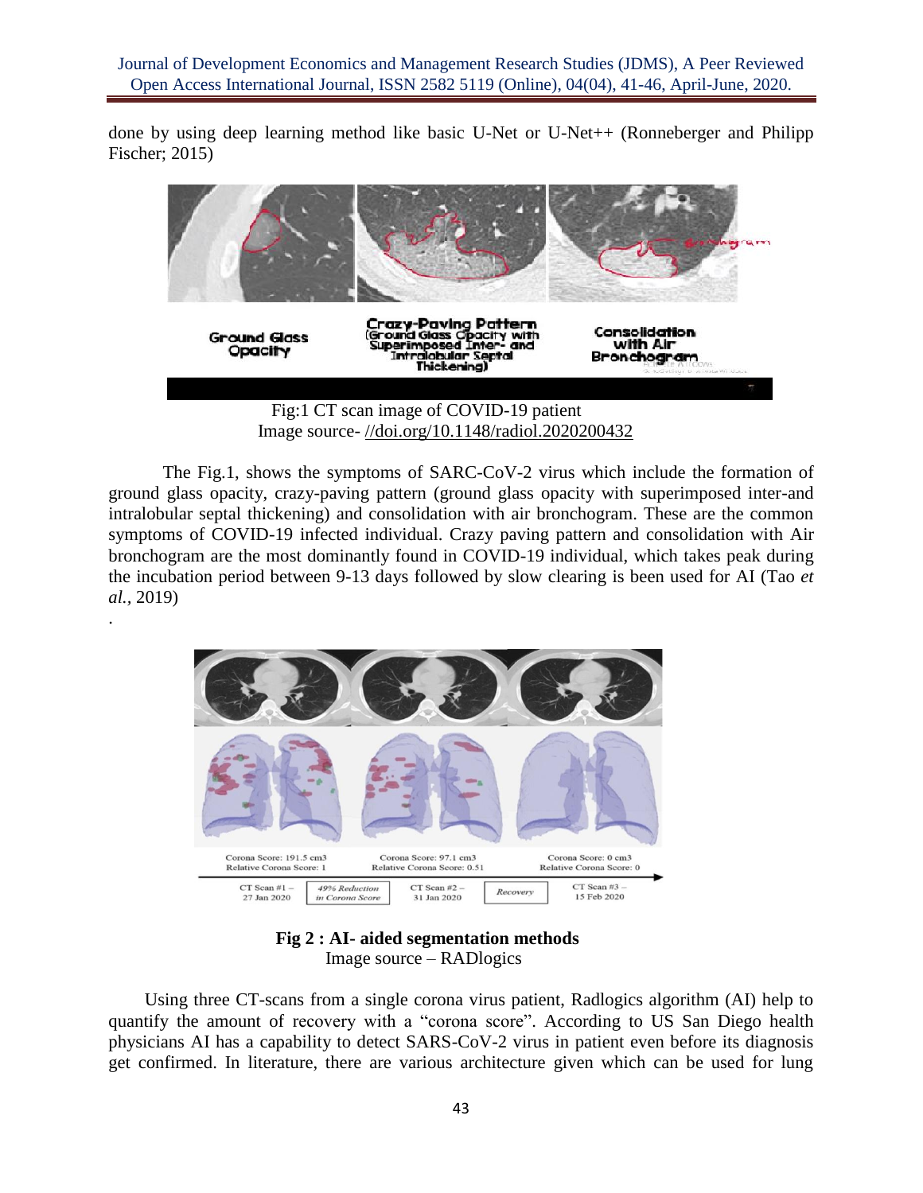done by using deep learning method like basic U-Net or U-Net++ (Ronneberger and Philipp Fischer; 2015)

Fig:1 CT scan image of COVID-19 patient
Image source- //doi.org/10.1148/radiol.2020200432

The Fig.1, shows the symptoms of SARC-CoV-2 virus which include the formation of ground glass opacity, crazy-paving pattern (ground glass opacity with superimposed inter-and intralobular septal thickening) and consolidation with air bronchogram. These are the common symptoms of COVID-19 infected individual. Crazy paving pattern and consolidation with Air bronchogram are the most dominantly found in COVID-19 individual, which takes peak during the incubation period between 9-13 days followed by slow clearing is been used for AI (Tao *et al.*, 2019)

.

**Fig 2 : AI- aided segmentation methods**
Image source – RADlogics

Using three CT-scans from a single corona virus patient, Radlogics algorithm (AI) help to quantify the amount of recovery with a "corona score". According to US San Diego health physicians AI has a capability to detect SARS-CoV-2 virus in patient even before its diagnosis get confirmed. In literature, there are various architecture given which can be used for lung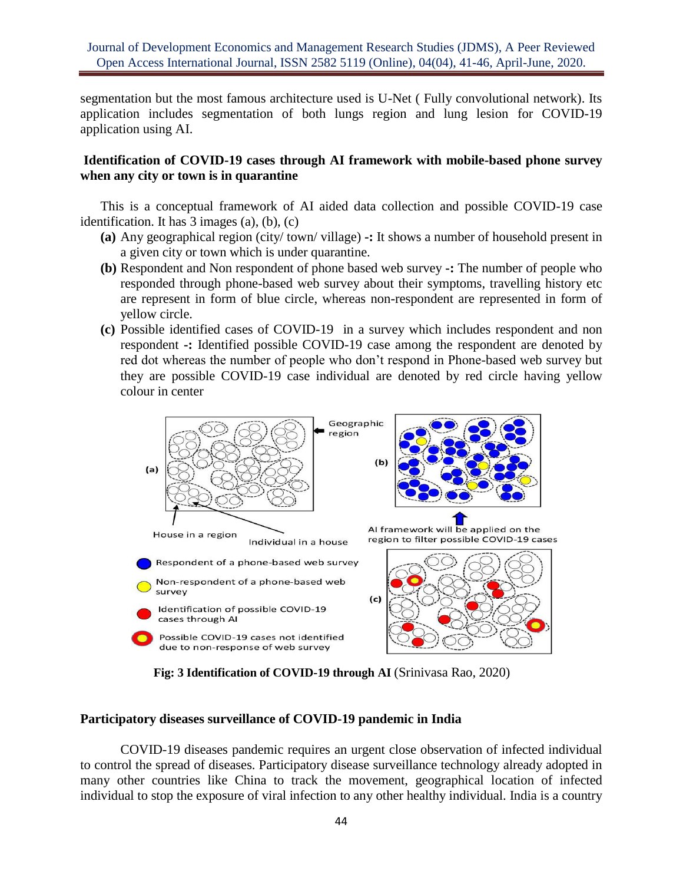segmentation but the most famous architecture used is U-Net ( Fully convolutional network). Its application includes segmentation of both lungs region and lung lesion for COVID-19 application using AI.

### Identification of COVID-19 cases through AI framework with mobile-based phone survey when any city or town is in quarantine

This is a conceptual framework of AI aided data collection and possible COVID-19 case identification. It has 3 images (a), (b), (c)

- **(a)** Any geographical region (city/ town/ village) **-:** It shows a number of household present in a given city or town which is under quarantine.
- **(b)** Respondent and Non respondent of phone based web survey **-:** The number of people who responded through phone-based web survey about their symptoms, travelling history etc are represent in form of blue circle, whereas non-respondent are represented in form of yellow circle.
- **(c)** Possible identified cases of COVID-19 in a survey which includes respondent and non respondent **-:** Identified possible COVID-19 case among the respondent are denoted by red dot whereas the number of people who don't respond in Phone-based web survey but they are possible COVID-19 case individual are denoted by red circle having yellow colour in center

**Fig: 3 Identification of COVID-19 through AI** (Srinivasa Rao, 2020)

### Participatory diseases surveillance of COVID-19 pandemic in India

COVID-19 diseases pandemic requires an urgent close observation of infected individual to control the spread of diseases. Participatory disease surveillance technology already adopted in many other countries like China to track the movement, geographical location of infected individual to stop the exposure of viral infection to any other healthy individual. India is a country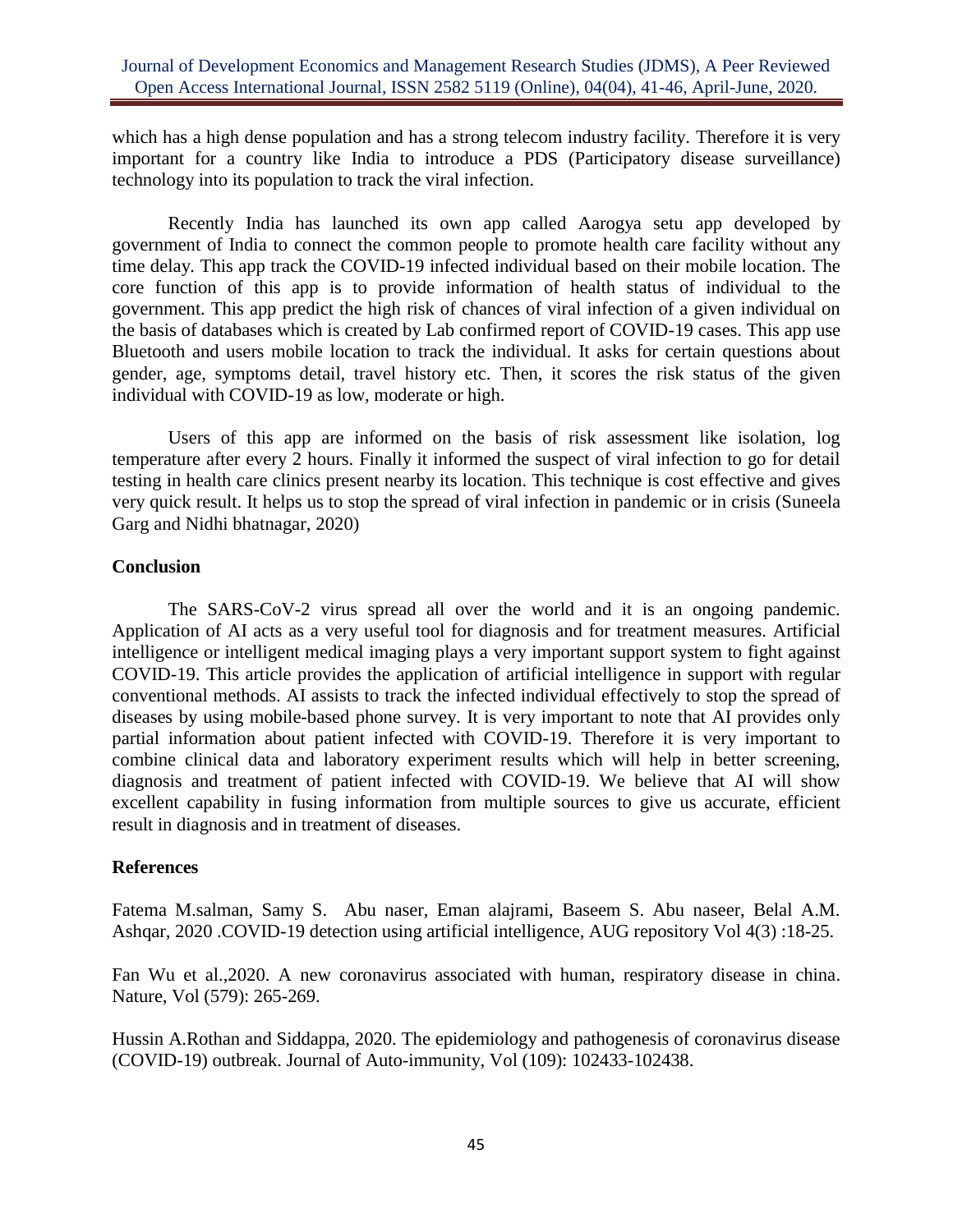which has a high dense population and has a strong telecom industry facility. Therefore it is very important for a country like India to introduce a PDS (Participatory disease surveillance) technology into its population to track the viral infection.

Recently India has launched its own app called Aarogya setu app developed by government of India to connect the common people to promote health care facility without any time delay. This app track the COVID-19 infected individual based on their mobile location. The core function of this app is to provide information of health status of individual to the government. This app predict the high risk of chances of viral infection of a given individual on the basis of databases which is created by Lab confirmed report of COVID-19 cases. This app use Bluetooth and users mobile location to track the individual. It asks for certain questions about gender, age, symptoms detail, travel history etc. Then, it scores the risk status of the given individual with COVID-19 as low, moderate or high.

Users of this app are informed on the basis of risk assessment like isolation, log temperature after every 2 hours. Finally it informed the suspect of viral infection to go for detail testing in health care clinics present nearby its location. This technique is cost effective and gives very quick result. It helps us to stop the spread of viral infection in pandemic or in crisis (Suneela Garg and Nidhi bhatnagar, 2020)

## Conclusion

The SARS-CoV-2 virus spread all over the world and it is an ongoing pandemic. Application of AI acts as a very useful tool for diagnosis and for treatment measures. Artificial intelligence or intelligent medical imaging plays a very important support system to fight against COVID-19. This article provides the application of artificial intelligence in support with regular conventional methods. AI assists to track the infected individual effectively to stop the spread of diseases by using mobile-based phone survey. It is very important to note that AI provides only partial information about patient infected with COVID-19. Therefore it is very important to combine clinical data and laboratory experiment results which will help in better screening, diagnosis and treatment of patient infected with COVID-19. We believe that AI will show excellent capability in fusing information from multiple sources to give us accurate, efficient result in diagnosis and in treatment of diseases.

## References

Fatema M.salman, Samy S. Abu naser, Eman alajrami, Baseem S. Abu naseer, Belal A.M. Ashqar, 2020 .COVID-19 detection using artificial intelligence, AUG repository Vol 4(3) :18-25.

Fan Wu et al.,2020. A new coronavirus associated with human, respiratory disease in china. Nature, Vol (579): 265-269.

Hussin A.Rothan and Siddappa, 2020. The epidemiology and pathogenesis of coronavirus disease (COVID-19) outbreak. Journal of Auto-immunity, Vol (109): 102433-102438.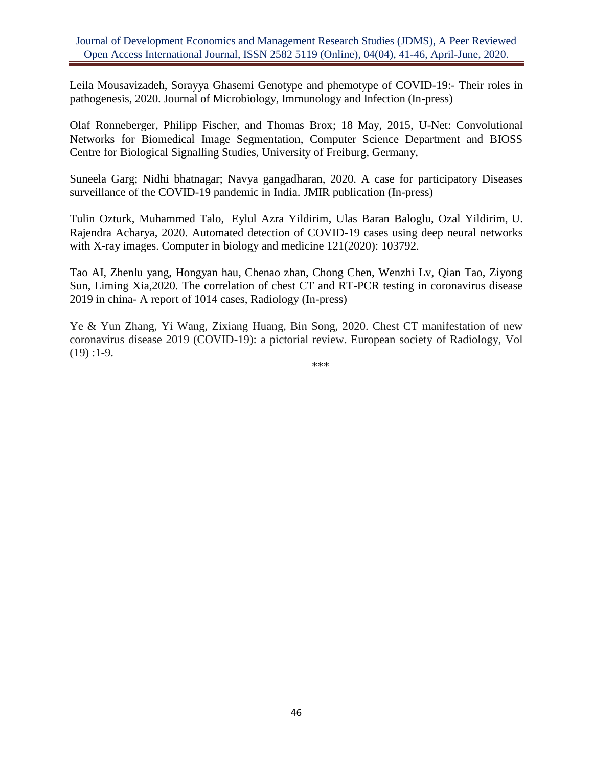Leila Mousavizadeh, Sorayya Ghasemi Genotype and phemotype of COVID-19:- Their roles in pathogenesis, 2020. Journal of Microbiology, Immunology and Infection (In-press)

Olaf Ronneberger, Philipp Fischer, and Thomas Brox; 18 May, 2015, U-Net: Convolutional Networks for Biomedical Image Segmentation, Computer Science Department and BIOSS Centre for Biological Signalling Studies, University of Freiburg, Germany,

Suneela Garg; Nidhi bhatnagar; Navya gangadharan, 2020. A case for participatory Diseases surveillance of the COVID-19 pandemic in India. JMIR publication (In-press)

Tulin Ozturk, Muhammed Talo, Eylul Azra Yildirim, Ulas Baran Baloglu, Ozal Yildirim, U. Rajendra Acharya, 2020. Automated detection of COVID-19 cases using deep neural networks with X-ray images. Computer in biology and medicine 121(2020): 103792.

Tao AI, Zhenlu yang, Hongyan hau, Chenao zhan, Chong Chen, Wenzhi Lv, Qian Tao, Ziyong Sun, Liming Xia,2020. The correlation of chest CT and RT-PCR testing in coronavirus disease 2019 in china- A report of 1014 cases, Radiology (In-press)

Ye & Yun Zhang, Yi Wang, Zixiang Huang, Bin Song, 2020. Chest CT manifestation of new coronavirus disease 2019 (COVID-19): a pictorial review. European society of Radiology, Vol (19) :1-9.

***